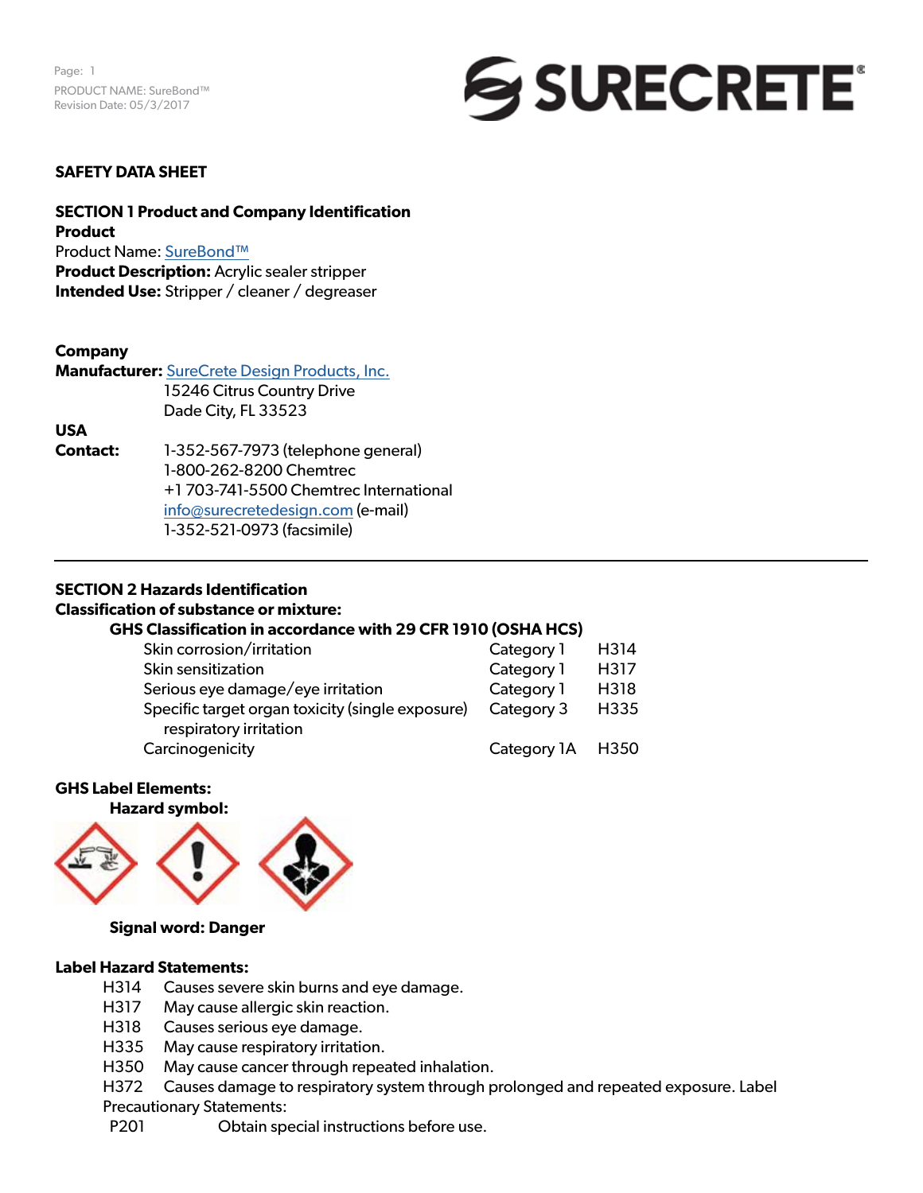# SAFETY DATA SHEET

## SECTION 1 Product and Company Identification

**Product**

Product Name: SureBond™

**Product Description:** Acrylic sealer stripper

**Intended Use:** Stripper / cleaner / degreaser

**Company**

**Manufacturer:** SureCrete Design Products, Inc.
15246 Citrus Country Drive
Dade City, FL 33523

**USA**

**Contact:**
1-352-567-7973 (telephone general)
1-800-262-8200 Chemtrec
+1 703-741-5500 Chemtrec International
info@surecretedesign.com (e-mail)
1-352-521-0973 (facsimile)

---

## SECTION 2 Hazards Identification

**Classification of substance or mixture:**

**GHS Classification in accordance with 29 CFR 1910 (OSHA HCS)**

| | | |
|---|---|---|
| Skin corrosion/irritation | Category 1 | H314 |
| Skin sensitization | Category 1 | H317 |
| Serious eye damage/eye irritation | Category 1 | H318 |
| Specific target organ toxicity (single exposure) respiratory irritation | Category 3 | H335 |
| Carcinogenicity | Category 1A | H350 |

**GHS Label Elements:**

**Hazard symbol:**

**Signal word: Danger**

**Label Hazard Statements:**

H314 Causes severe skin burns and eye damage.
H317 May cause allergic skin reaction.
H318 Causes serious eye damage.
H335 May cause respiratory irritation.
H350 May cause cancer through repeated inhalation.
H372 Causes damage to respiratory system through prolonged and repeated exposure. Label

Precautionary Statements:

P201 Obtain special instructions before use.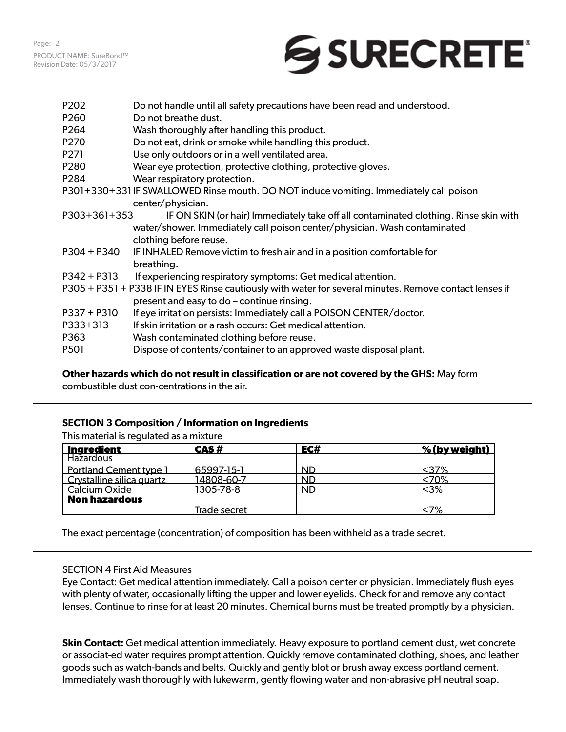P202 Do not handle until all safety precautions have been read and understood.
P260 Do not breathe dust.
P264 Wash thoroughly after handling this product.
P270 Do not eat, drink or smoke while handling this product.
P271 Use only outdoors or in a well ventilated area.
P280 Wear eye protection, protective clothing, protective gloves.
P284 Wear respiratory protection.
P301+330+331 IF SWALLOWED Rinse mouth. DO NOT induce vomiting. Immediately call poison center/physician.
P303+361+353 IF ON SKIN (or hair) Immediately take off all contaminated clothing. Rinse skin with water/shower. Immediately call poison center/physician. Wash contaminated clothing before reuse.
P304 + P340 IF INHALED Remove victim to fresh air and in a position comfortable for breathing.
P342 + P313 If experiencing respiratory symptoms: Get medical attention.
P305 + P351 + P338 IF IN EYES Rinse cautiously with water for several minutes. Remove contact lenses if present and easy to do – continue rinsing.
P337 + P310 If eye irritation persists: Immediately call a POISON CENTER/doctor.
P333+313 If skin irritation or a rash occurs: Get medical attention.
P363 Wash contaminated clothing before reuse.
P501 Dispose of contents/container to an approved waste disposal plant.

**Other hazards which do not result in classification or are not covered by the GHS:** May form combustible dust con-centrations in the air.

## SECTION 3 Composition / Information on Ingredients

This material is regulated as a mixture

| Ingredient | CAS # | EC# | % (by weight) |
|---|---|---|---|
| Hazardous | | | |
| Portland Cement type 1 | 65997-15-1 | ND | <37% |
| Crystalline silica quartz | 14808-60-7 | ND | <70% |
| Calcium Oxide | 1305-78-8 | ND | <3% |
| **Non hazardous** | | | |
| | Trade secret | | <7% |

The exact percentage (concentration) of composition has been withheld as a trade secret.

## SECTION 4 First Aid Measures

Eye Contact: Get medical attention immediately. Call a poison center or physician. Immediately flush eyes with plenty of water, occasionally lifting the upper and lower eyelids. Check for and remove any contact lenses. Continue to rinse for at least 20 minutes. Chemical burns must be treated promptly by a physician.

**Skin Contact:** Get medical attention immediately. Heavy exposure to portland cement dust, wet concrete or associat-ed water requires prompt attention. Quickly remove contaminated clothing, shoes, and leather goods such as watch-bands and belts. Quickly and gently blot or brush away excess portland cement. Immediately wash thoroughly with lukewarm, gently flowing water and non-abrasive pH neutral soap.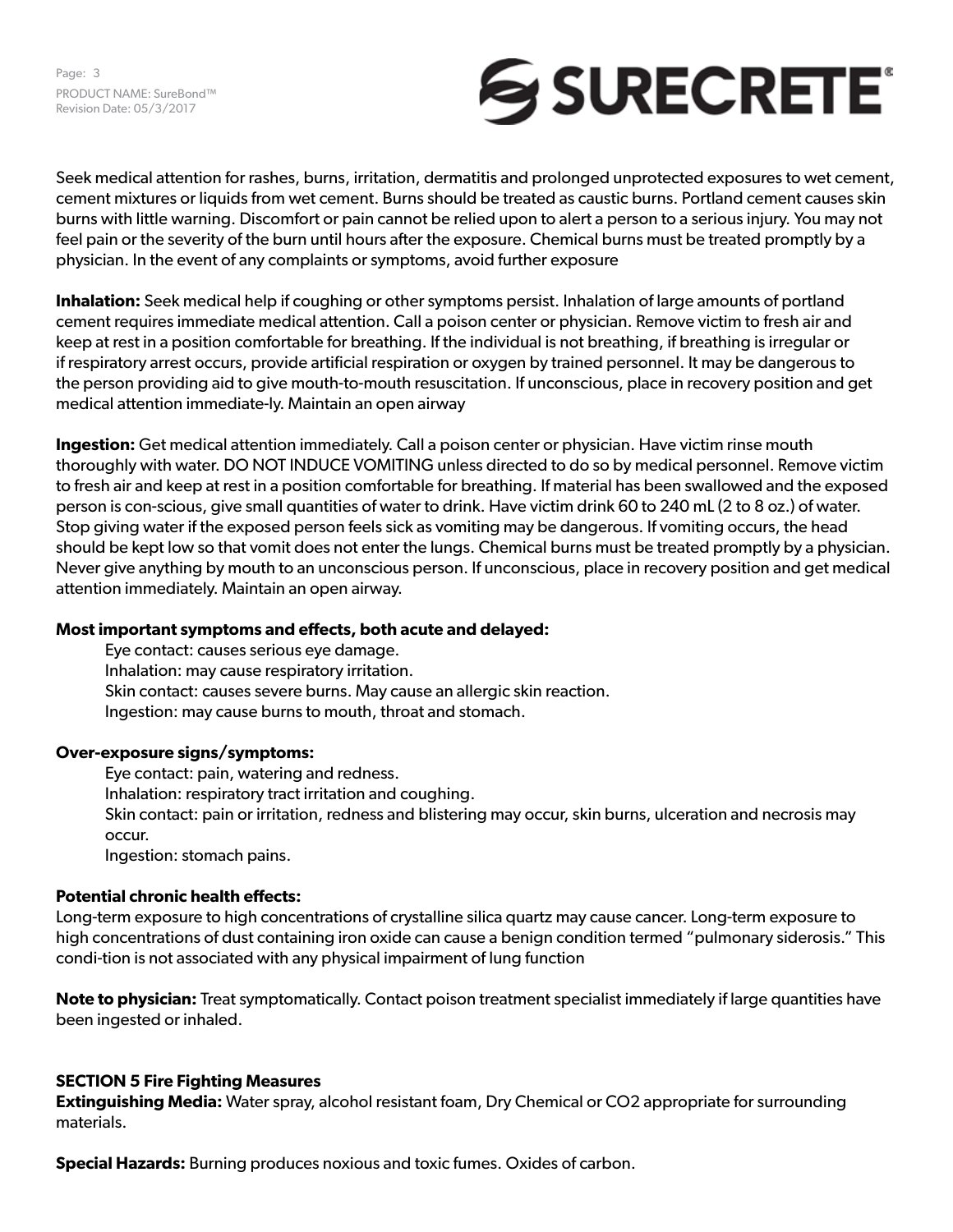Seek medical attention for rashes, burns, irritation, dermatitis and prolonged unprotected exposures to wet cement, cement mixtures or liquids from wet cement. Burns should be treated as caustic burns. Portland cement causes skin burns with little warning. Discomfort or pain cannot be relied upon to alert a person to a serious injury. You may not feel pain or the severity of the burn until hours after the exposure. Chemical burns must be treated promptly by a physician. In the event of any complaints or symptoms, avoid further exposure

**Inhalation:** Seek medical help if coughing or other symptoms persist. Inhalation of large amounts of portland cement requires immediate medical attention. Call a poison center or physician. Remove victim to fresh air and keep at rest in a position comfortable for breathing. If the individual is not breathing, if breathing is irregular or if respiratory arrest occurs, provide artificial respiration or oxygen by trained personnel. It may be dangerous to the person providing aid to give mouth-to-mouth resuscitation. If unconscious, place in recovery position and get medical attention immediate-ly. Maintain an open airway

**Ingestion:** Get medical attention immediately. Call a poison center or physician. Have victim rinse mouth thoroughly with water. DO NOT INDUCE VOMITING unless directed to do so by medical personnel. Remove victim to fresh air and keep at rest in a position comfortable for breathing. If material has been swallowed and the exposed person is con-scious, give small quantities of water to drink. Have victim drink 60 to 240 mL (2 to 8 oz.) of water. Stop giving water if the exposed person feels sick as vomiting may be dangerous. If vomiting occurs, the head should be kept low so that vomit does not enter the lungs. Chemical burns must be treated promptly by a physician. Never give anything by mouth to an unconscious person. If unconscious, place in recovery position and get medical attention immediately. Maintain an open airway.

**Most important symptoms and effects, both acute and delayed:**

Eye contact: causes serious eye damage.
Inhalation: may cause respiratory irritation.
Skin contact: causes severe burns. May cause an allergic skin reaction.
Ingestion: may cause burns to mouth, throat and stomach.

**Over-exposure signs/symptoms:**

Eye contact: pain, watering and redness.
Inhalation: respiratory tract irritation and coughing.
Skin contact: pain or irritation, redness and blistering may occur, skin burns, ulceration and necrosis may occur.
Ingestion: stomach pains.

**Potential chronic health effects:**
Long-term exposure to high concentrations of crystalline silica quartz may cause cancer. Long-term exposure to high concentrations of dust containing iron oxide can cause a benign condition termed "pulmonary siderosis." This condi-tion is not associated with any physical impairment of lung function

**Note to physician:** Treat symptomatically. Contact poison treatment specialist immediately if large quantities have been ingested or inhaled.

## SECTION 5 Fire Fighting Measures

**Extinguishing Media:** Water spray, alcohol resistant foam, Dry Chemical or $CO_2$ appropriate for surrounding materials.

**Special Hazards:** Burning produces noxious and toxic fumes. Oxides of carbon.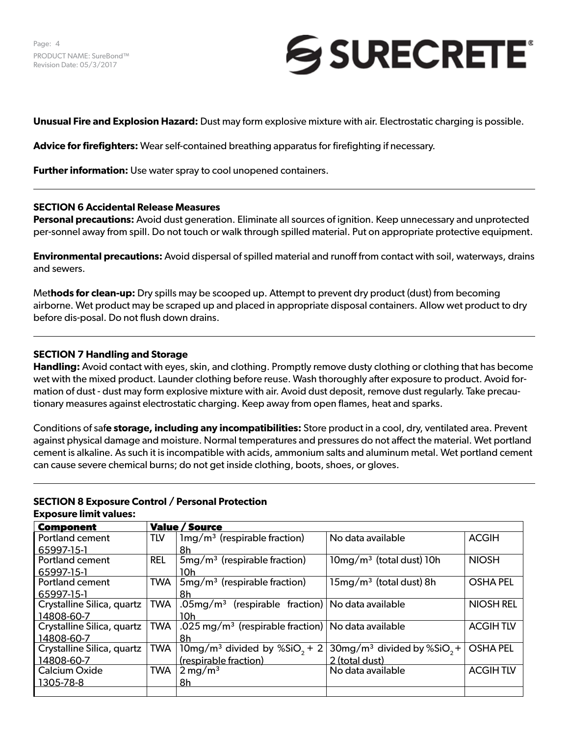**Unusual Fire and Explosion Hazard:** Dust may form explosive mixture with air. Electrostatic charging is possible.

**Advice for firefighters:** Wear self-contained breathing apparatus for firefighting if necessary.

**Further information:** Use water spray to cool unopened containers.

---

### SECTION 6 Accidental Release Measures

**Personal precautions:** Avoid dust generation. Eliminate all sources of ignition. Keep unnecessary and unprotected per-sonnel away from spill. Do not touch or walk through spilled material. Put on appropriate protective equipment.

**Environmental precautions:** Avoid dispersal of spilled material and runoff from contact with soil, waterways, drains and sewers.

Met**hods for clean-up:** Dry spills may be scooped up. Attempt to prevent dry product (dust) from becoming airborne. Wet product may be scraped up and placed in appropriate disposal containers. Allow wet product to dry before dis-posal. Do not flush down drains.

---

### SECTION 7 Handling and Storage

**Handling:** Avoid contact with eyes, skin, and clothing. Promptly remove dusty clothing or clothing that has become wet with the mixed product. Launder clothing before reuse. Wash thoroughly after exposure to product. Avoid for-mation of dust - dust may form explosive mixture with air. Avoid dust deposit, remove dust regularly. Take precau-tionary measures against electrostatic charging. Keep away from open flames, heat and sparks.

Conditions of saf**e storage, including any incompatibilities:** Store product in a cool, dry, ventilated area. Prevent against physical damage and moisture. Normal temperatures and pressures do not affect the material. Wet portland cement is alkaline. As such it is incompatible with acids, ammonium salts and aluminum metal. Wet portland cement can cause severe chemical burns; do not get inside clothing, boots, shoes, or gloves.

---

### SECTION 8 Exposure Control / Personal Protection

**Exposure limit values:**

| Component | Value / Source | | | |
|---|---|---|---|---|
| Portland cement 65997-15-1 | TLV | $1 mg/m^3$ (respirable fraction) 8h | No data available | ACGIH |
| Portland cement 65997-15-1 | REL | $5 mg/m^3$ (respirable fraction) 10h | $10 mg/m^3$ (total dust) 10h | NIOSH |
| Portland cement 65997-15-1 | TWA | $5 mg/m^3$ (respirable fraction) 8h | $15 mg/m^3$ (total dust) 8h | OSHA PEL |
| Crystalline Silica, quartz 14808-60-7 | TWA | $.05 mg/m^3$ (respirable fraction) 10h | No data available | NIOSH REL |
| Crystalline Silica, quartz 14808-60-7 | TWA | $.025 mg/m^3$ (respirable fraction) 8h | No data available | ACGIH TLV |
| Crystalline Silica, quartz 14808-60-7 | TWA | $10 mg/m^3$ divided by $\%SiO_2 + 2$ (respirable fraction) | $30 mg/m^3$ divided by $\%SiO_2 + 2$ (total dust) | OSHA PEL |
| Calcium Oxide 1305-78-8 | TWA | $2 mg/m^3$ 8h | No data available | ACGIH TLV |
| | | | | |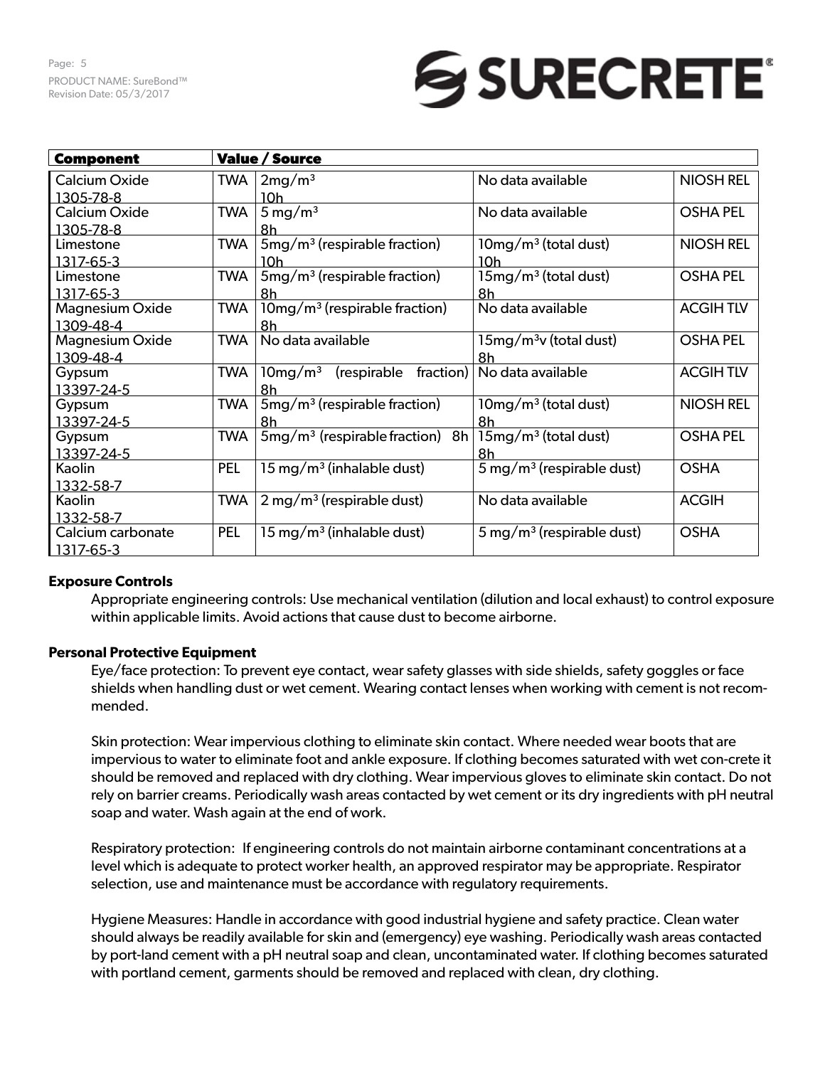| Component | Value / Source | | | |
|---|---|---|---|---|
| Calcium Oxide 1305-78-8 | TWA | 2mg/m³ 10h | No data available | NIOSH REL |
| Calcium Oxide 1305-78-8 | TWA | 5 mg/m³ 8h | No data available | OSHA PEL |
| Limestone 1317-65-3 | TWA | 5mg/m³ (respirable fraction) 10h | 10mg/m³ (total dust) 10h | NIOSH REL |
| Limestone 1317-65-3 | TWA | 5mg/m³ (respirable fraction) 8h | 15mg/m³ (total dust) 8h | OSHA PEL |
| Magnesium Oxide 1309-48-4 | TWA | 10mg/m³ (respirable fraction) 8h | No data available | ACGIH TLV |
| Magnesium Oxide 1309-48-4 | TWA | No data available | 15mg/m³v (total dust) 8h | OSHA PEL |
| Gypsum 13397-24-5 | TWA | 10mg/m³ (respirable fraction) 8h | No data available | ACGIH TLV |
| Gypsum 13397-24-5 | TWA | 5mg/m³ (respirable fraction) 8h | 10mg/m³ (total dust) 8h | NIOSH REL |
| Gypsum 13397-24-5 | TWA | 5mg/m³ (respirable fraction) 8h | 15mg/m³ (total dust) 8h | OSHA PEL |
| Kaolin 1332-58-7 | PEL | 15 mg/m³ (inhalable dust) | 5 mg/m³ (respirable dust) | OSHA |
| Kaolin 1332-58-7 | TWA | 2 mg/m³ (respirable dust) | No data available | ACGIH |
| Calcium carbonate 1317-65-3 | PEL | 15 mg/m³ (inhalable dust) | 5 mg/m³ (respirable dust) | OSHA |

**Exposure Controls**

Appropriate engineering controls: Use mechanical ventilation (dilution and local exhaust) to control exposure within applicable limits. Avoid actions that cause dust to become airborne.

**Personal Protective Equipment**

Eye/face protection: To prevent eye contact, wear safety glasses with side shields, safety goggles or face shields when handling dust or wet cement. Wearing contact lenses when working with cement is not recommended.

Skin protection: Wear impervious clothing to eliminate skin contact. Where needed wear boots that are impervious to water to eliminate foot and ankle exposure. If clothing becomes saturated with wet con-crete it should be removed and replaced with dry clothing. Wear impervious gloves to eliminate skin contact. Do not rely on barrier creams. Periodically wash areas contacted by wet cement or its dry ingredients with pH neutral soap and water. Wash again at the end of work.

Respiratory protection: If engineering controls do not maintain airborne contaminant concentrations at a level which is adequate to protect worker health, an approved respirator may be appropriate. Respirator selection, use and maintenance must be accordance with regulatory requirements.

Hygiene Measures: Handle in accordance with good industrial hygiene and safety practice. Clean water should always be readily available for skin and (emergency) eye washing. Periodically wash areas contacted by port-land cement with a pH neutral soap and clean, uncontaminated water. If clothing becomes saturated with portland cement, garments should be removed and replaced with clean, dry clothing.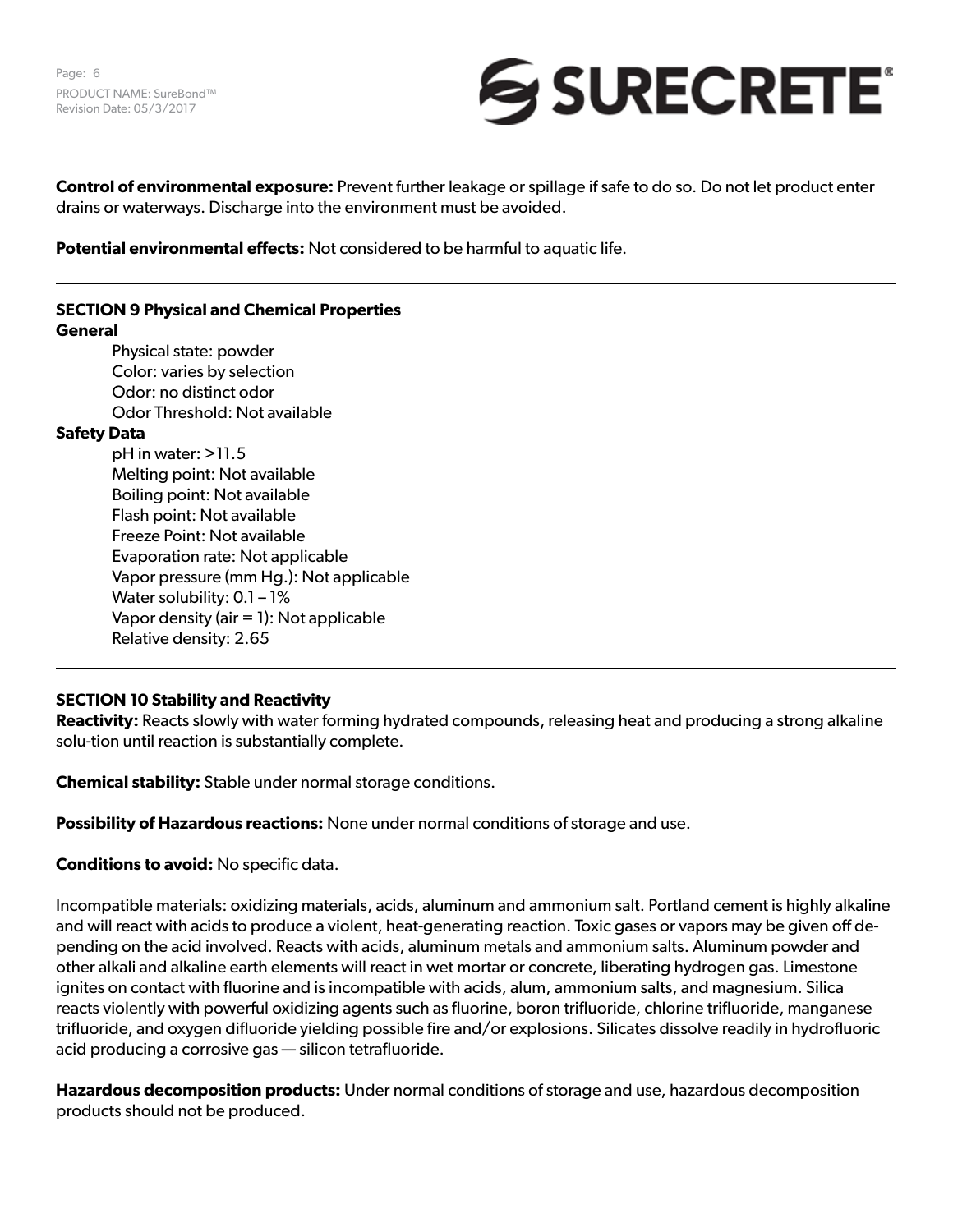**Control of environmental exposure:** Prevent further leakage or spillage if safe to do so. Do not let product enter drains or waterways. Discharge into the environment must be avoided.

**Potential environmental effects:** Not considered to be harmful to aquatic life.

## SECTION 9 Physical and Chemical Properties

### General

- Physical state: powder
- Color: varies by selection
- Odor: no distinct odor
- Odor Threshold: Not available

### Safety Data

- pH in water: >11.5
- Melting point: Not available
- Boiling point: Not available
- Flash point: Not available
- Freeze Point: Not available
- Evaporation rate: Not applicable
- Vapor pressure (mm Hg.): Not applicable
- Water solubility: 0.1 – 1%
- Vapor density (air = 1): Not applicable
- Relative density: 2.65

## SECTION 10 Stability and Reactivity

**Reactivity:** Reacts slowly with water forming hydrated compounds, releasing heat and producing a strong alkaline solu-tion until reaction is substantially complete.

**Chemical stability:** Stable under normal storage conditions.

**Possibility of Hazardous reactions:** None under normal conditions of storage and use.

**Conditions to avoid:** No specific data.

Incompatible materials: oxidizing materials, acids, aluminum and ammonium salt. Portland cement is highly alkaline and will react with acids to produce a violent, heat-generating reaction. Toxic gases or vapors may be given off de-pending on the acid involved. Reacts with acids, aluminum metals and ammonium salts. Aluminum powder and other alkali and alkaline earth elements will react in wet mortar or concrete, liberating hydrogen gas. Limestone ignites on contact with fluorine and is incompatible with acids, alum, ammonium salts, and magnesium. Silica reacts violently with powerful oxidizing agents such as fluorine, boron trifluoride, chlorine trifluoride, manganese trifluoride, and oxygen difluoride yielding possible fire and/or explosions. Silicates dissolve readily in hydrofluoric acid producing a corrosive gas — silicon tetrafluoride.

**Hazardous decomposition products:** Under normal conditions of storage and use, hazardous decomposition products should not be produced.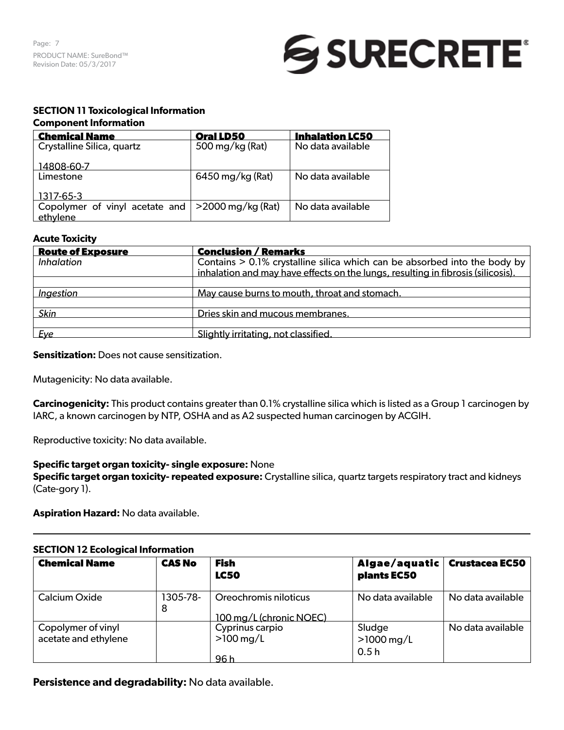## SECTION 11 Toxicological Information

### Component Information

| Chemical Name | Oral LD50 | Inhalation LC50 |
|---|---|---|
| Crystalline Silica, quartz<br><br>14808-60-7 | 500 mg/kg (Rat) | No data available |
| Limestone<br><br>1317-65-3 | 6450 mg/kg (Rat) | No data available |
| Copolymer of vinyl acetate and ethylene | >2000 mg/kg (Rat) | No data available |

### Acute Toxicity

| Route of Exposure | Conclusion / Remarks |
|---|---|
| *Inhalation* | Contains > 0.1% crystalline silica which can be absorbed into the body by inhalation and may have effects on the lungs, resulting in fibrosis (silicosis). |
| | |
| *Ingestion* | May cause burns to mouth, throat and stomach. |
| | |
| *Skin* | Dries skin and mucous membranes. |
| | |
| *Eye* | Slightly irritating, not classified. |

**Sensitization:** Does not cause sensitization.

Mutagenicity: No data available.

**Carcinogenicity:** This product contains greater than 0.1% crystalline silica which is listed as a Group 1 carcinogen by IARC, a known carcinogen by NTP, OSHA and as A2 suspected human carcinogen by ACGIH.

Reproductive toxicity: No data available.

**Specific target organ toxicity- single exposure:** None

**Specific target organ toxicity- repeated exposure:** Crystalline silica, quartz targets respiratory tract and kidneys (Cate-gory 1).

**Aspiration Hazard:** No data available.

## SECTION 12 Ecological Information

| Chemical Name | CAS No | Fish LC50 | Algae/aquatic plants EC50 | Crustacea EC50 |
|---|---|---|---|---|
| Calcium Oxide | 1305-78-8 | Oreochromis niloticus<br><br>100 mg/L (chronic NOEC) | No data available | No data available |
| Copolymer of vinyl acetate and ethylene | | Cyprinus carpio<br>>100 mg/L<br><br>96 h | Sludge<br>>1000 mg/L<br>0.5 h | No data available |

**Persistence and degradability:** No data available.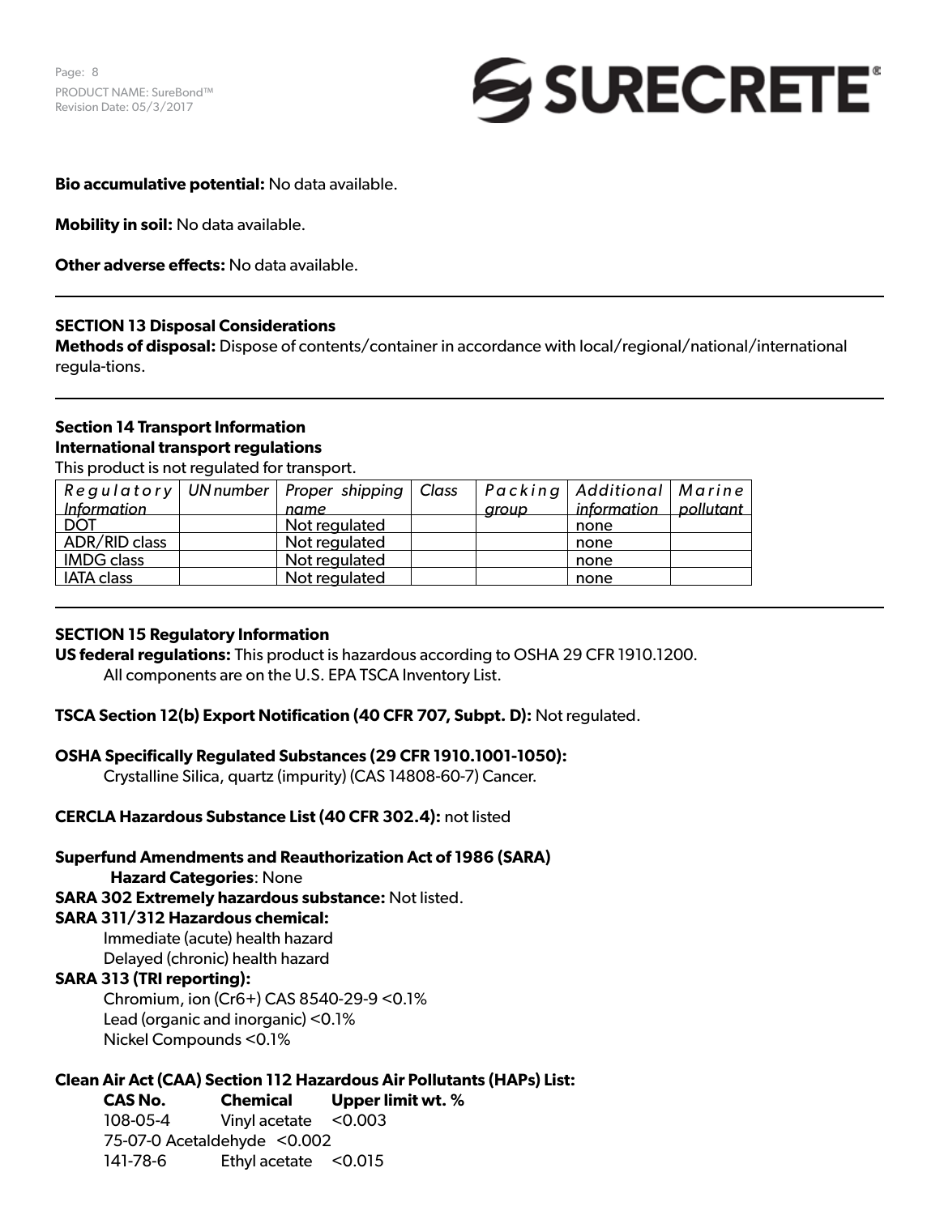**Bio accumulative potential:** No data available.

**Mobility in soil:** No data available.

**Other adverse effects:** No data available.

---

## SECTION 13 Disposal Considerations

**Methods of disposal:** Dispose of contents/container in accordance with local/regional/national/international regula-tions.

---

## Section 14 Transport Information

**International transport regulations**

This product is not regulated for transport.

| *Regulatory Information* | *UN number* | *Proper shipping name* | *Class* | *Packing group* | *Additional information* | *Marine pollutant* |
|---|---|---|---|---|---|---|
| DOT | | Not regulated | | | none | |
| ADR/RID class | | Not regulated | | | none | |
| IMDG class | | Not regulated | | | none | |
| IATA class | | Not regulated | | | none | |

---

## SECTION 15 Regulatory Information

**US federal regulations:** This product is hazardous according to OSHA 29 CFR 1910.1200.
All components are on the U.S. EPA TSCA Inventory List.

**TSCA Section 12(b) Export Notification (40 CFR 707, Subpt. D):** Not regulated.

**OSHA Specifically Regulated Substances (29 CFR 1910.1001-1050):**
Crystalline Silica, quartz (impurity) (CAS 14808-60-7) Cancer.

**CERCLA Hazardous Substance List (40 CFR 302.4):** not listed

**Superfund Amendments and Reauthorization Act of 1986 (SARA)**
**Hazard Categories**: None

**SARA 302 Extremely hazardous substance:** Not listed.

**SARA 311/312 Hazardous chemical:**
Immediate (acute) health hazard
Delayed (chronic) health hazard

**SARA 313 (TRI reporting):**
Chromium, ion (Cr6+) CAS 8540-29-9 <0.1%
Lead (organic and inorganic) <0.1%
Nickel Compounds <0.1%

**Clean Air Act (CAA) Section 112 Hazardous Air Pollutants (HAPs) List:**

| **CAS No.** | **Chemical** | **Upper limit wt. %** |
|---|---|---|
| 108-05-4 | Vinyl acetate | <0.003 |
| 75-07-0 | Acetaldehyde | <0.002 |
| 141-78-6 | Ethyl acetate | <0.015 |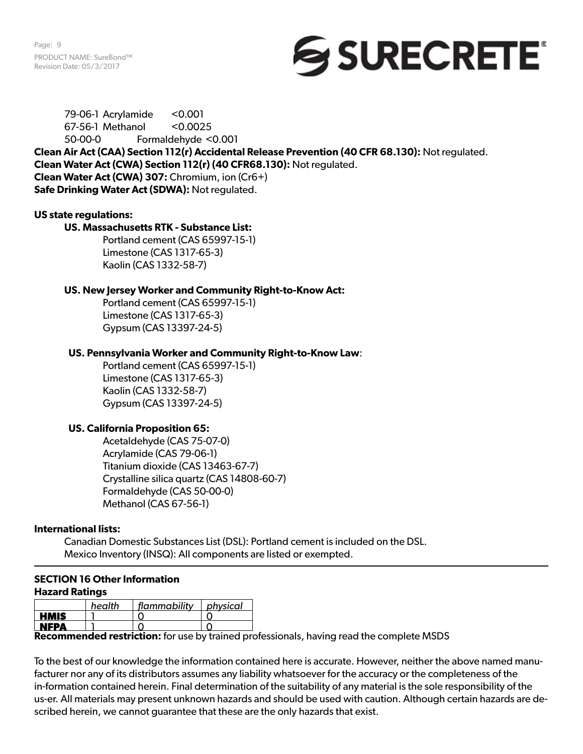79-06-1 Acrylamide <0.001
67-56-1 Methanol <0.0025
50-00-0 Formaldehyde <0.001

**Clean Air Act (CAA) Section 112(r) Accidental Release Prevention (40 CFR 68.130):** Not regulated.
**Clean Water Act (CWA) Section 112(r) (40 CFR68.130):** Not regulated.
**Clean Water Act (CWA) 307:** Chromium, ion (Cr6+)
**Safe Drinking Water Act (SDWA):** Not regulated.

**US state regulations:**

**US. Massachusetts RTK - Substance List:**
Portland cement (CAS 65997-15-1)
Limestone (CAS 1317-65-3)
Kaolin (CAS 1332-58-7)

**US. New Jersey Worker and Community Right-to-Know Act:**
Portland cement (CAS 65997-15-1)
Limestone (CAS 1317-65-3)
Gypsum (CAS 13397-24-5)

**US. Pennsylvania Worker and Community Right-to-Know Law**:
Portland cement (CAS 65997-15-1)
Limestone (CAS 1317-65-3)
Kaolin (CAS 1332-58-7)
Gypsum (CAS 13397-24-5)

**US. California Proposition 65:**
Acetaldehyde (CAS 75-07-0)
Acrylamide (CAS 79-06-1)
Titanium dioxide (CAS 13463-67-7)
Crystalline silica quartz (CAS 14808-60-7)
Formaldehyde (CAS 50-00-0)
Methanol (CAS 67-56-1)

**International lists:**
Canadian Domestic Substances List (DSL): Portland cement is included on the DSL.
Mexico Inventory (INSQ): All components are listed or exempted.

## SECTION 16 Other Information

**Hazard Ratings**

| | *health* | *flammability* | *physical* |
|---|---|---|---|
| **HMIS** | 1 | 0 | 0 |
| **NFPA** | 1 | 0 | 0 |

**Recommended restriction:** for use by trained professionals, having read the complete MSDS

To the best of our knowledge the information contained here is accurate. However, neither the above named manufacturer nor any of its distributors assumes any liability whatsoever for the accuracy or the completeness of the in-formation contained herein. Final determination of the suitability of any material is the sole responsibility of the us-er. All materials may present unknown hazards and should be used with caution. Although certain hazards are described herein, we cannot guarantee that these are the only hazards that exist.